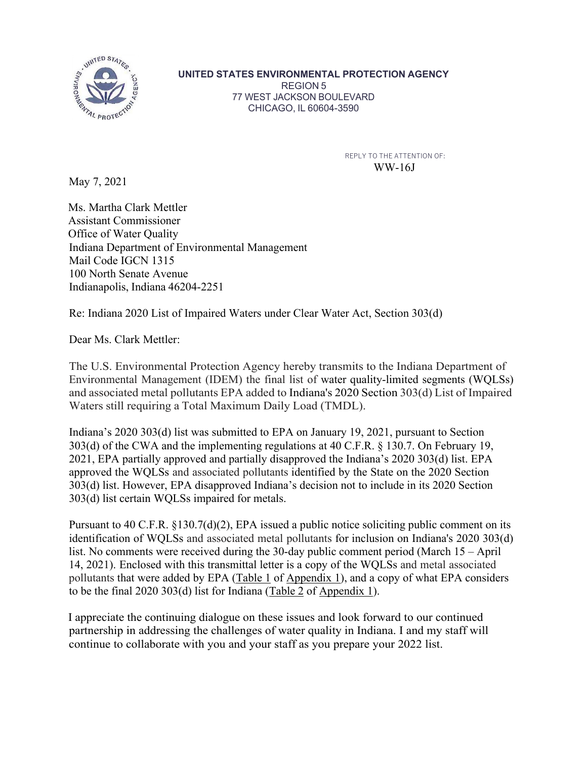**UNITED STATES ENVIRONMENTAL PROTECTION AGENCY**
REGION 5
77 WEST JACKSON BOULEVARD
CHICAGO, IL 60604-3590

REPLY TO THE ATTENTION OF:
WW-16J

May 7, 2021

Ms. Martha Clark Mettler
Assistant Commissioner
Office of Water Quality
Indiana Department of Environmental Management
Mail Code IGCN 1315
100 North Senate Avenue
Indianapolis, Indiana 46204-2251

Re: Indiana 2020 List of Impaired Waters under Clear Water Act, Section 303(d)

Dear Ms. Clark Mettler:

The U.S. Environmental Protection Agency hereby transmits to the Indiana Department of Environmental Management (IDEM) the final list of water quality-limited segments (WQLSs) and associated metal pollutants EPA added to Indiana's 2020 Section 303(d) List of Impaired Waters still requiring a Total Maximum Daily Load (TMDL).

Indiana's 2020 303(d) list was submitted to EPA on January 19, 2021, pursuant to Section 303(d) of the CWA and the implementing regulations at 40 C.F.R. § 130.7. On February 19, 2021, EPA partially approved and partially disapproved the Indiana's 2020 303(d) list. EPA approved the WQLSs and associated pollutants identified by the State on the 2020 Section 303(d) list. However, EPA disapproved Indiana's decision not to include in its 2020 Section 303(d) list certain WQLSs impaired for metals.

Pursuant to 40 C.F.R. §130.7(d)(2), EPA issued a public notice soliciting public comment on its identification of WQLSs and associated metal pollutants for inclusion on Indiana's 2020 303(d) list. No comments were received during the 30-day public comment period (March 15 – April 14, 2021). Enclosed with this transmittal letter is a copy of the WQLSs and metal associated pollutants that were added by EPA (Table 1 of Appendix 1), and a copy of what EPA considers to be the final 2020 303(d) list for Indiana (Table 2 of Appendix 1).

I appreciate the continuing dialogue on these issues and look forward to our continued partnership in addressing the challenges of water quality in Indiana. I and my staff will continue to collaborate with you and your staff as you prepare your 2022 list.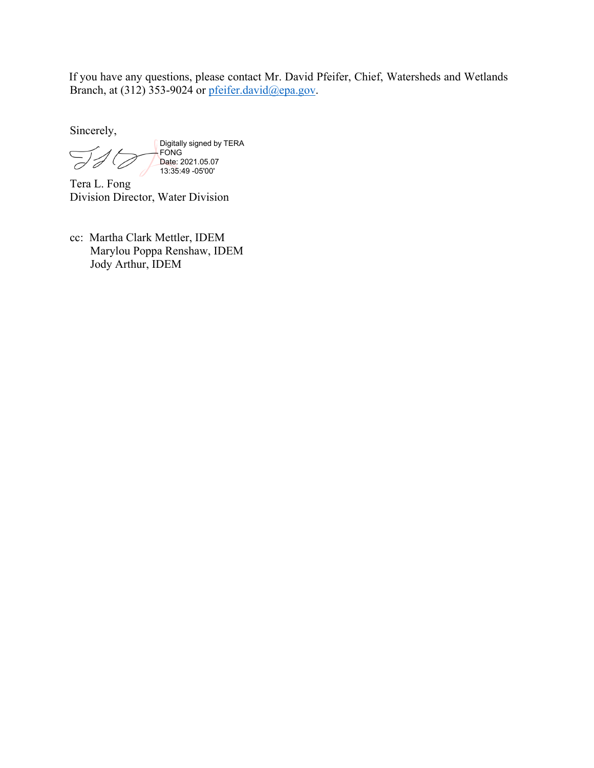If you have any questions, please contact Mr. David Pfeifer, Chief, Watersheds and Wetlands Branch, at (312) 353-9024 or pfeifer.david@epa.gov.

Sincerely,

Digitally signed by TERA FONG
Date: 2021.05.07 13:35:49 -05'00'

Tera L. Fong
Division Director, Water Division

cc: Martha Clark Mettler, IDEM
Marylou Poppa Renshaw, IDEM
Jody Arthur, IDEM